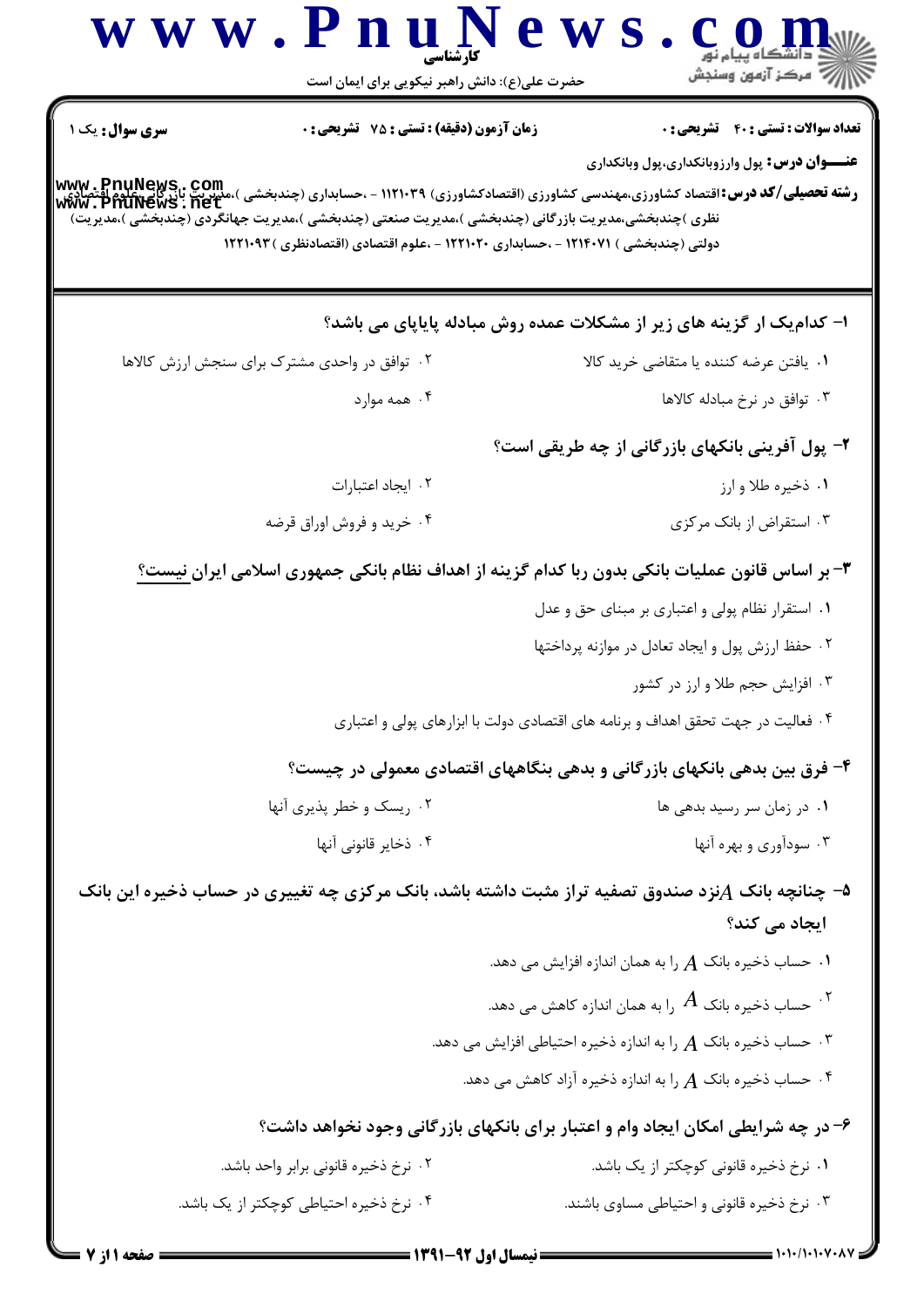کارشناسی

حضرت علی(ع): دانش راهبر نیکویی برای ایمان است

دانشگاه پیام نور
مرکز آزمون وسنجش

**سری سوال:** یک ۱ | **زمان آزمون (دقیقه) : تستی :** ۷۵ **تشریحی :** ۰ | **تعداد سوالات : تستی :** ۴۰ **تشریحی :** ۰

**عنـــوان درس:** پول وارزوبانکداری،پول وبانکداری

**رشته تحصیلی/کد درس:** اقتصاد کشاورزی،مهندسی کشاورزی (اقتصادکشاورزی) ۱۱۲۱۰۳۹ - ،حسابداری (چندبخشی )،مدیریت بازرگانی،علوم اقتصادی نظری )چندبخشی،مدیریت بازرگانی (چندبخشی )،مدیریت صنعتی (چندبخشی )،مدیریت جهانگردی (چندبخشی )،مدیریت دولتی (چندبخشی ) ۱۲۱۴۰۷۱ - ،حسابداری ۱۲۲۱۰۲۰ - ،علوم اقتصادی (اقتصادنظری ) ۱۲۲۱۰۹۳

**۱- کدام‌یک ار گزینه های زیر از مشکلات عمده روش مبادله پایاپای می باشد؟**

۱. یافتن عرضه کننده یا متقاضی خرید کالا

۲. توافق در واحدی مشترک برای سنجش ارزش کالاها

۳. توافق در نرخ مبادله کالاها

۴. همه موارد

**۲- پول آفرینی بانکهای بازرگانی از چه طریقی است؟**

۱. ذخیره طلا و ارز

۲. ایجاد اعتبارات

۳. استقراض از بانک مرکزی

۴. خرید و فروش اوراق قرضه

**۳- بر اساس قانون عملیات بانکی بدون ربا کدام گزینه از اهداف نظام بانکی جمهوری اسلامی ایران نیست؟**

۱. استقرار نظام پولی و اعتباری بر مبنای حق و عدل

۲. حفظ ارزش پول و ایجاد تعادل در موازنه پرداختها

۳. افزایش حجم طلا و ارز در کشور

۴. فعالیت در جهت تحقق اهداف و برنامه های اقتصادی دولت با ابزارهای پولی و اعتباری

**۴- فرق بین بدهی بانکهای بازرگانی و بدهی بنگاههای اقتصادی معمولی در چیست؟**

۱. در زمان سر رسید بدهی ها

۲. ریسک و خطر پذیری آنها

۳. سودآوری و بهره آنها

۴. ذخایر قانونی آنها

**۵- چنانچه بانک $A$ نزد صندوق تصفیه تراز مثبت داشته باشد، بانک مرکزی چه تغییری در حساب ذخیره این بانک ایجاد می کند؟**

۱. حساب ذخیره بانک $A$ را به همان اندازه افزایش می دهد.

۲. حساب ذخیره بانک $A$ را به همان اندازه کاهش می دهد.

۳. حساب ذخیره بانک $A$ را به اندازه ذخیره احتیاطی افزایش می دهد.

۴. حساب ذخیره بانک $A$ را به اندازه ذخیره آزاد کاهش می دهد.

**۶- در چه شرایطی امکان ایجاد وام و اعتبار برای بانکهای بازرگانی وجود نخواهد داشت؟**

۱. نرخ ذخیره قانونی کوچکتر از یک باشد.

۲. نرخ ذخیره قانونی برابر واحد باشد.

۳. نرخ ذخیره قانونی و احتیاطی مساوی باشند.

۴. نرخ ذخیره احتیاطی کوچکتر از یک باشد.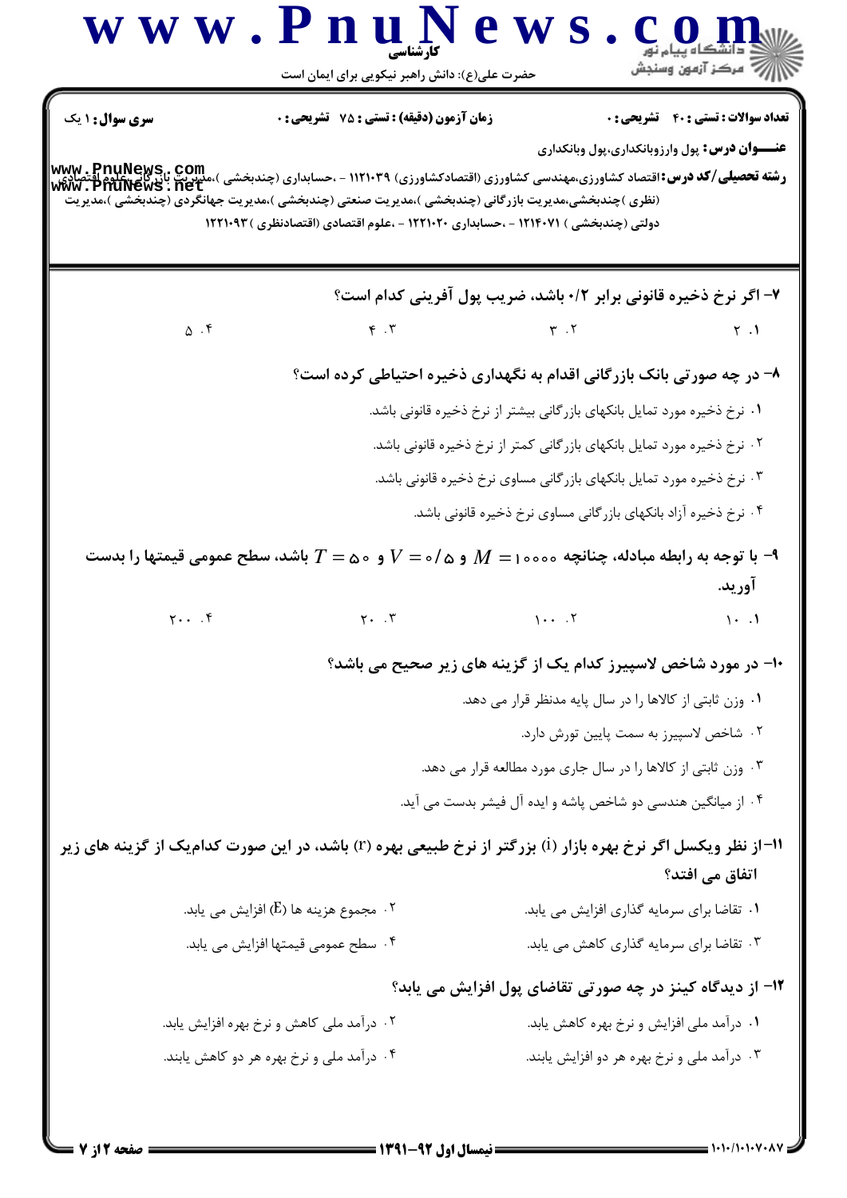۷- اگر نرخ ذخیره قانونی برابر ۰/۲ باشد، ضریب پول آفرینی کدام است؟

۱. ۲

۲. ۳

۳. ۴

۴. ۵

۸- در چه صورتی بانک بازرگانی اقدام به نگهداری ذخیره احتیاطی کرده است؟

۱. نرخ ذخیره مورد تمایل بانکهای بازرگانی بیشتر از نرخ ذخیره قانونی باشد.

۲. نرخ ذخیره مورد تمایل بانکهای بازرگانی کمتر از نرخ ذخیره قانونی باشد.

۳. نرخ ذخیره مورد تمایل بانکهای بازرگانی مساوی نرخ ذخیره قانونی باشد.

۴. نرخ ذخیره آزاد بانکهای بازرگانی مساوی نرخ ذخیره قانونی باشد.

۹- با توجه به رابطه مبادله، چنانچه $M = ۱۰۰۰۰$ و $V = ۰/۵$ و $T = ۵۰$ باشد، سطح عمومی قیمتها را بدست آورید.

۱. ۱۰

۲. ۱۰۰

۳. ۲۰

۴. ۲۰۰

۱۰- در مورد شاخص لاسپیرز کدام یک از گزینه های زیر صحیح می باشد؟

۱. وزن ثابتی از کالاها را در سال پایه مدنظر قرار می دهد.

۲. شاخص لاسپیرز به سمت پایین تورش دارد.

۳. وزن ثابتی از کالاها را در سال جاری مورد مطالعه قرار می دهد.

۴. از میانگین هندسی دو شاخص پاشه و ایده آل فیشر بدست می آید.

۱۱- از نظر ویکسل اگر نرخ بهره بازار (i) بزرگتر از نرخ طبیعی بهره (r) باشد، در این صورت کدام‌یک از گزینه های زیر اتفاق می افتد؟

۱. تقاضا برای سرمایه گذاری افزایش می یابد.

۲. مجموع هزینه ها (E) افزایش می یابد.

۳. تقاضا برای سرمایه گذاری کاهش می یابد.

۴. سطح عمومی قیمتها افزایش می یابد.

۱۲- از دیدگاه کینز در چه صورتی تقاضای پول افزایش می یابد؟

۱. درآمد ملی افزایش و نرخ بهره کاهش یابد.

۲. درآمد ملی کاهش و نرخ بهره افزایش یابد.

۳. درآمد ملی و نرخ بهره هر دو افزایش یابند.

۴. درآمد ملی و نرخ بهره هر دو کاهش یابند.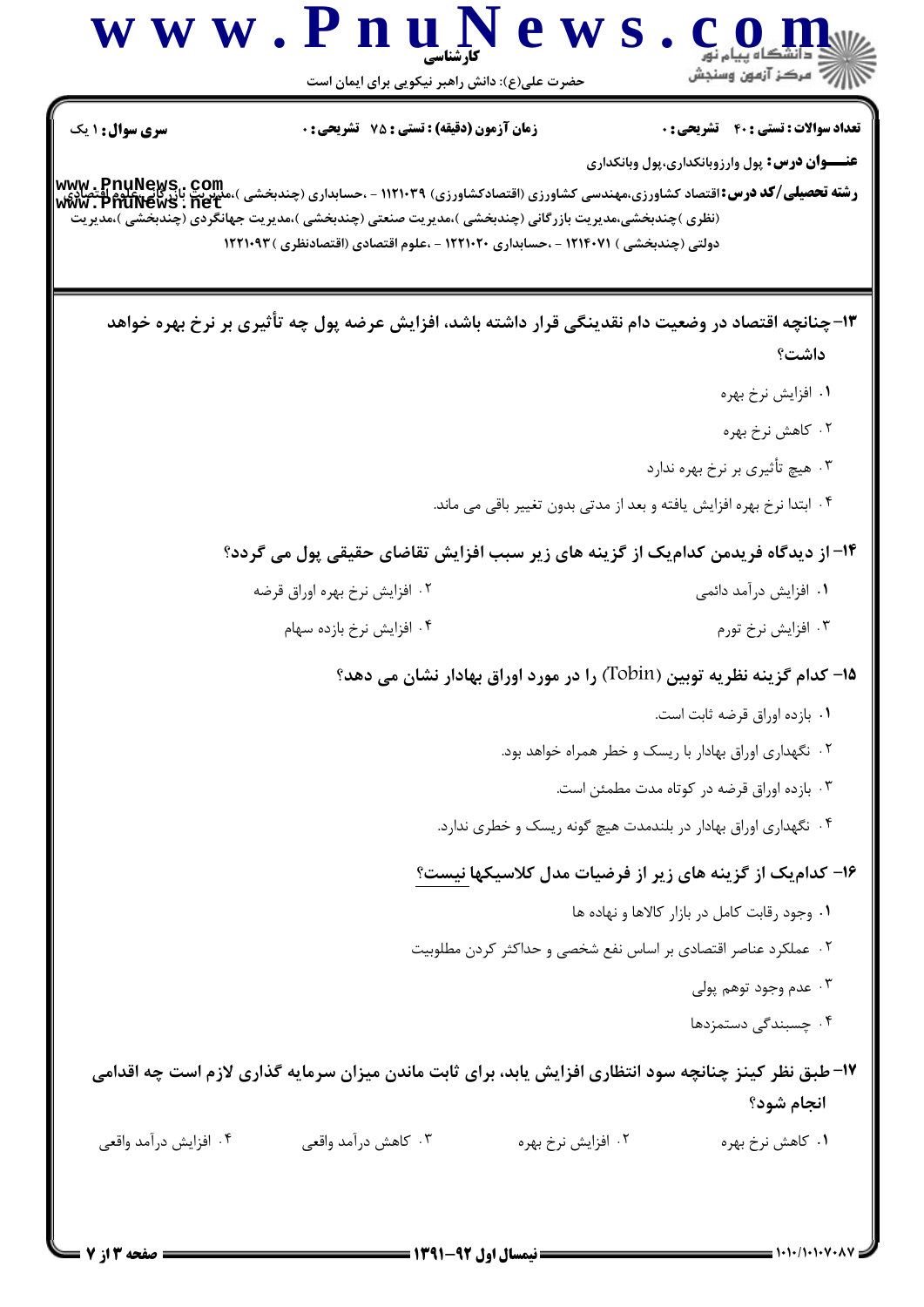**سری سوال:** ۱ یک

**زمان آزمون (دقیقه) : تستی : ۷۵ تشریحی : ۰**

**تعداد سوالات : تستی : ۴۰ تشریحی : ۰**

**عنـــوان درس:** پول وارزوبانکداری،پول وبانکداری

**رشته تحصیلی/کد درس:** اقتصاد کشاورزی،مهندسی کشاورزی (اقتصادکشاورزی) ۱۱۲۱۰۳۹ - ،حسابداری (چندبخشی )،مدیریت بازرگانی،علوم اقتصادی (نظری )چندبخشی،مدیریت بازرگانی (چندبخشی )،مدیریت صنعتی (چندبخشی )،مدیریت جهانگردی (چندبخشی )،مدیریت دولتی (چندبخشی ) ۱۲۱۴۰۷۱ - ،حسابداری ۱۲۲۱۰۲۰ - ،علوم اقتصادی (اقتصادنظری ) ۱۲۲۱۰۹۳

**۱۳- چنانچه اقتصاد در وضعیت دام نقدینگی قرار داشته باشد، افزایش عرضه پول چه تأثیری بر نرخ بهره خواهد داشت؟**

۱. افزایش نرخ بهره

۲. کاهش نرخ بهره

۳. هیچ تأثیری بر نرخ بهره ندارد

۴. ابتدا نرخ بهره افزایش یافته و بعد از مدتی بدون تغییر باقی می ماند.

**۱۴- از دیدگاه فریدمن کدام‌یک از گزینه های زیر سبب افزایش تقاضای حقیقی پول می گردد؟**

۱. افزایش درآمد دائمی

۲. افزایش نرخ بهره اوراق قرضه

۳. افزایش نرخ تورم

۴. افزایش نرخ بازده سهام

**۱۵- کدام گزینه نظریه توبین (Tobin) را در مورد اوراق بهادار نشان می دهد؟**

۱. بازده اوراق قرضه ثابت است.

۲. نگهداری اوراق بهادار با ریسک و خطر همراه خواهد بود.

۳. بازده اوراق قرضه در کوتاه مدت مطمئن است.

۴. نگهداری اوراق بهادار در بلندمدت هیچ گونه ریسک و خطری ندارد.

**۱۶- کدام‌یک از گزینه های زیر از فرضیات مدل کلاسیکها نیست؟**

۱. وجود رقابت کامل در بازار کالاها و نهاده ها

۲. عملکرد عناصر اقتصادی بر اساس نفع شخصی و حداکثر کردن مطلوبیت

۳. عدم وجود توهم پولی

۴. چسبندگی دستمزدها

**۱۷- طبق نظر کینز چنانچه سود انتظاری افزایش یابد، برای ثابت ماندن میزان سرمایه گذاری لازم است چه اقدامی انجام شود؟**

۱. کاهش نرخ بهره

۲. افزایش نرخ بهره

۳. کاهش درآمد واقعی

۴. افزایش درآمد واقعی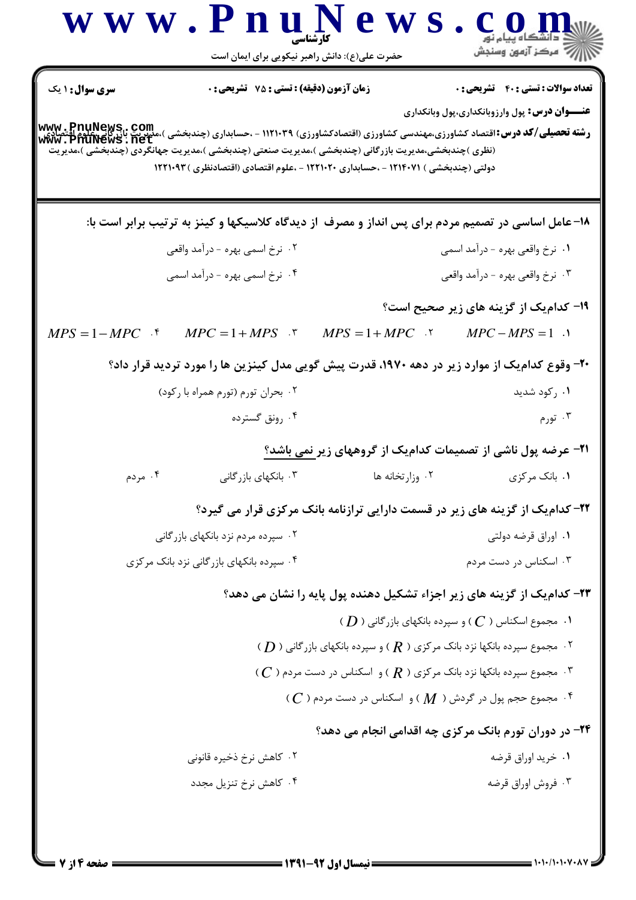**سری سوال:** ۱ یک

**زمان آزمون (دقیقه) : تستی : ۷۵ تشریحی : ۰**

**تعداد سوالات : تستی : ۴۰ تشریحی : ۰**

**عنـــوان درس:** پول وارزوبانکداری،پول وبانکداری

**رشته تحصیلی/کد درس:** اقتصاد کشاورزی،مهندسی کشاورزی (اقتصادکشاورزی) ۱۱۲۱۰۳۹ - ،حسابداری (چندبخشی )،مدیریت بازرگانی،علوم اقتصادی (نظری )چندبخشی،مدیریت بازرگانی (چندبخشی )،مدیریت صنعتی (چندبخشی )،مدیریت جهانگردی (چندبخشی )،مدیریت دولتی (چندبخشی ) ۱۲۱۴۰۷۱ - ،حسابداری ۱۲۲۱۰۲۰ - ،علوم اقتصادی (اقتصادنظری ) ۱۲۲۱۰۹۳

**۱۸- عامل اساسی در تصمیم مردم برای پس انداز و مصرف از دیدگاه کلاسیکها و کینز به ترتیب برابر است با:**

۱. نرخ واقعی بهره - درآمد اسمی

۲. نرخ اسمی بهره - درآمد واقعی

۳. نرخ واقعی بهره - درآمد واقعی

۴. نرخ اسمی بهره - درآمد اسمی

**۱۹- کدام‌یک از گزینه های زیر صحیح است؟**

۱. $MPC - MPS = 1$

۲. $MPS = 1 + MPC$

۳. $MPC = 1 + MPS$

۴. $MPS = 1 - MPC$

**۲۰- وقوع کدام‌یک از موارد زیر در دهه ۱۹۷۰، قدرت پیش گویی مدل کینزین ها را مورد تردید قرار داد؟**

۱. رکود شدید

۲. بحران تورم (تورم همراه با رکود)

۳. تورم

۴. رونق گسترده

**۲۱- عرضه پول ناشی از تصمیمات کدام‌یک از گروههای زیر نمی باشد؟**

۱. بانک مرکزی

۲. وزارتخانه ها

۳. بانکهای بازرگانی

۴. مردم

**۲۲- کدام‌یک از گزینه های زیر در قسمت دارایی ترازنامه بانک مرکزی قرار می گیرد؟**

۱. اوراق قرضه دولتی

۲. سپرده مردم نزد بانکهای بازرگانی

۳. اسکناس در دست مردم

۴. سپرده بانکهای بازرگانی نزد بانک مرکزی

**۲۳- کدام‌یک از گزینه های زیر اجزاء تشکیل دهنده پول پایه را نشان می دهد؟**

۱. مجموع اسکناس ( $C$ ) و سپرده بانکهای بازرگانی ( $D$ )

۲. مجموع سپرده بانکها نزد بانک مرکزی ( $R$ ) و سپرده بانکهای بازرگانی ( $D$ )

۳. مجموع سپرده بانکها نزد بانک مرکزی ( $R$ ) و اسکناس در دست مردم ( $C$ )

۴. مجموع حجم پول در گردش ( $M$ ) و اسکناس در دست مردم ( $C$ )

**۲۴- در دوران تورم بانک مرکزی چه اقدامی انجام می دهد؟**

۱. خرید اوراق قرضه

۲. کاهش نرخ ذخیره قانونی

۳. فروش اوراق قرضه

۴. کاهش نرخ تنزیل مجدد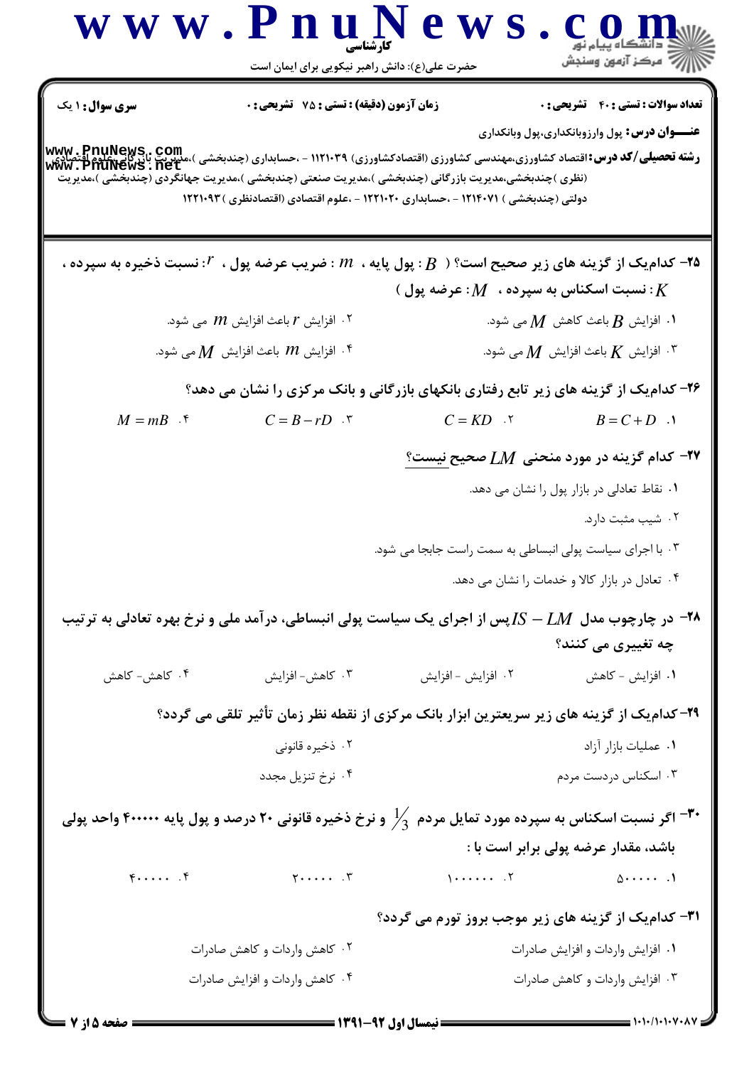**سری سوال:** ۱ یک

**زمان آزمون (دقیقه) : تستی : ۷۵ تشریحی : ۰**

**تعداد سوالات : تستی : ۴۰ تشریحی : ۰**

**عنـــوان درس:** پول وارزوبانکداری،پول وبانکداری

**رشته تحصیلی/کد درس:** اقتصاد کشاورزی،مهندسی کشاورزی (اقتصادکشاورزی) ۱۱۲۱۰۳۹ - ،حسابداری (چندبخشی )،مدیریت بازرگانی،علوم اقتصادی (نظری )چندبخشی،مدیریت بازرگانی (چندبخشی )،مدیریت صنعتی (چندبخشی )،مدیریت جهانگردی (چندبخشی )،مدیریت دولتی (چندبخشی ) ۱۲۱۴۰۷۱ - ،حسابداری ۱۲۲۱۰۲۰ - ،علوم اقتصادی (اقتصادنظری ) ۱۲۲۱۰۹۳

**۲۵- کدام‌یک از گزینه های زیر صحیح است؟ ( $B$ : پول پایه ، $m$ : ضریب عرضه پول ، $r$: نسبت ذخیره به سپرده ، $K$: نسبت اسکناس به سپرده ، $M$: عرضه پول )**

۱. افزایش $B$ باعث کاهش $M$ می شود.

۲. افزایش $r$ باعث افزایش $m$ می شود.

۳. افزایش $K$ باعث افزایش $M$ می شود.

۴. افزایش $m$ باعث افزایش $M$ می شود.

**۲۶- کدام‌یک از گزینه های زیر تابع رفتاری بانکهای بازرگانی و بانک مرکزی را نشان می دهد؟**

۱. $B = C + D$

۲. $C = KD$

۳. $C = B - rD$

۴. $M = mB$

**۲۷- کدام گزینه در مورد منحنی $LM$ صحیح نیست؟**

۱. نقاط تعادلی در بازار پول را نشان می دهد.

۲. شیب مثبت دارد.

۳. با اجرای سیاست پولی انبساطی به سمت راست جابجا می شود.

۴. تعادل در بازار کالا و خدمات را نشان می دهد.

**۲۸- در چارچوب مدل $IS - LM$ پس از اجرای یک سیاست پولی انبساطی، درآمد ملی و نرخ بهره تعادلی به ترتیب چه تغییری می کنند؟**

۱. افزایش - کاهش

۲. افزایش - افزایش

۳. کاهش- افزایش

۴. کاهش- کاهش

**۲۹- کدام‌یک از گزینه های زیر سریعترین ابزار بانک مرکزی از نقطه نظر زمان تأثیر تلقی می گردد؟**

۱. عملیات بازار آزاد

۲. ذخیره قانونی

۳. اسکناس دردست مردم

۴. نرخ تنزیل مجدد

**۳۰- اگر نسبت اسکناس به سپرده مورد تمایل مردم $\frac{1}{3}$ و نرخ ذخیره قانونی ۲۰ درصد و پول پایه ۴۰۰۰۰۰ واحد پولی باشد، مقدار عرضه پولی برابر است با :**

۱. ۵۰۰۰۰۰

۲. ۱۰۰۰۰۰۰

۳. ۲۰۰۰۰۰

۴. ۴۰۰۰۰۰

**۳۱- کدام‌یک از گزینه های زیر موجب بروز تورم می گردد؟**

۱. افزایش واردات و افزایش صادرات

۲. کاهش واردات و کاهش صادرات

۳. افزایش واردات و کاهش صادرات

۴. کاهش واردات و افزایش صادرات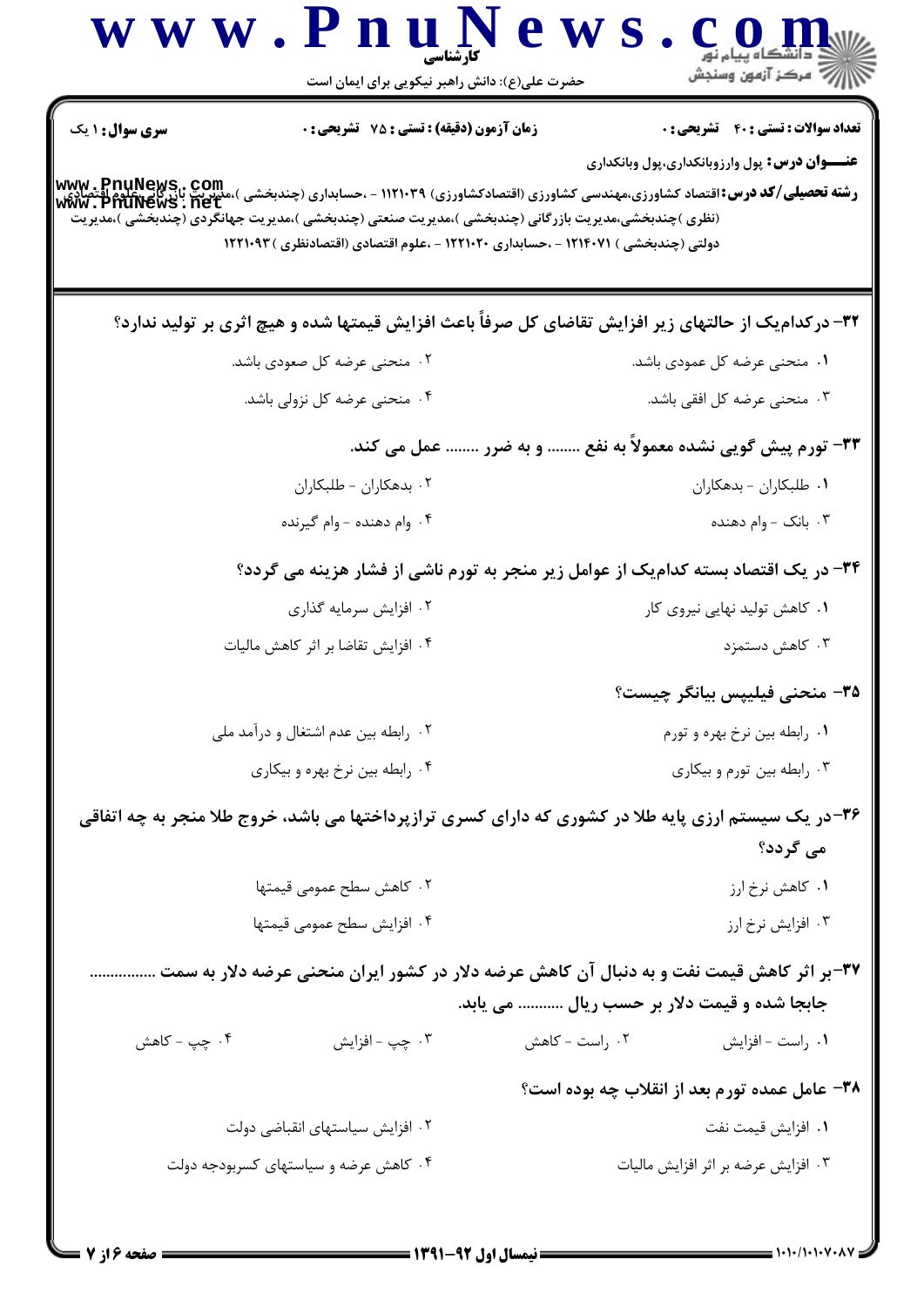**سری سوال:** ۱ یک

**زمان آزمون (دقیقه) : تستی : ۷۵ تشریحی : ۰**

**تعداد سوالات : تستی : ۴۰ تشریحی : ۰**

**عنـــوان درس:** پول وارزوبانکداری،پول وبانکداری

**رشته تحصیلی/کد درس:** اقتصاد کشاورزی،مهندسی کشاورزی (اقتصادکشاورزی) ۱۱۲۱۰۳۹ - ،حسابداری (چندبخشی )،مدیریت بازرگانی،علوم اقتصادی (نظری )چندبخشی،مدیریت بازرگانی (چندبخشی )،مدیریت صنعتی (چندبخشی )،مدیریت جهانگردی (چندبخشی )،مدیریت دولتی (چندبخشی ) ۱۲۱۴۰۷۱ - ،حسابداری ۱۲۲۱۰۲۰ - ،علوم اقتصادی (اقتصادنظری ) ۱۲۲۱۰۹۳

**۳۲- درکدام‌یک از حالتهای زیر افزایش تقاضای کل صرفاً باعث افزایش قیمتها شده و هیچ اثری بر تولید ندارد؟**

۱. منحنی عرضه کل عمودی باشد.

۲. منحنی عرضه کل صعودی باشد.

۳. منحنی عرضه کل افقی باشد.

۴. منحنی عرضه کل نزولی باشد.

**۳۳- تورم پیش گویی نشده معمولاً به نفع ........ و به ضرر ........ عمل می کند.**

۱. طلبکاران - بدهکاران

۲. بدهکاران - طلبکاران

۳. بانک - وام دهنده

۴. وام دهنده - وام گیرنده

**۳۴- در یک اقتصاد بسته کدام‌یک از عوامل زیر منجر به تورم ناشی از فشار هزینه می گردد؟**

۱. کاهش تولید نهایی نیروی کار

۲. افزایش سرمایه گذاری

۳. کاهش دستمزد

۴. افزایش تقاضا بر اثر کاهش مالیات

**۳۵- منحنی فیلیپس بیانگر چیست؟**

۱. رابطه بین نرخ بهره و تورم

۲. رابطه بین عدم اشتغال و درآمد ملی

۳. رابطه بین تورم و بیکاری

۴. رابطه بین نرخ بهره و بیکاری

**۳۶-در یک سیستم ارزی پایه طلا در کشوری که دارای کسری ترازپرداختها می باشد، خروج طلا منجر به چه اتفاقی می گردد؟**

۱. کاهش نرخ ارز

۲. کاهش سطح عمومی قیمتها

۳. افزایش نرخ ارز

۴. افزایش سطح عمومی قیمتها

**۳۷-بر اثر کاهش قیمت نفت و به دنبال آن کاهش عرضه دلار در کشور ایران منحنی عرضه دلار به سمت ................ جابجا شده و قیمت دلار بر حسب ریال ........... می یابد.**

۱. راست - افزایش

۲. راست - کاهش

۳. چپ - افزایش

۴. چپ - کاهش

**۳۸- عامل عمده تورم بعد از انقلاب چه بوده است؟**

۱. افزایش قیمت نفت

۲. افزایش سیاستهای انقباضی دولت

۳. افزایش عرضه بر اثر افزایش مالیات

۴. کاهش عرضه و سیاستهای کسربودجه دولت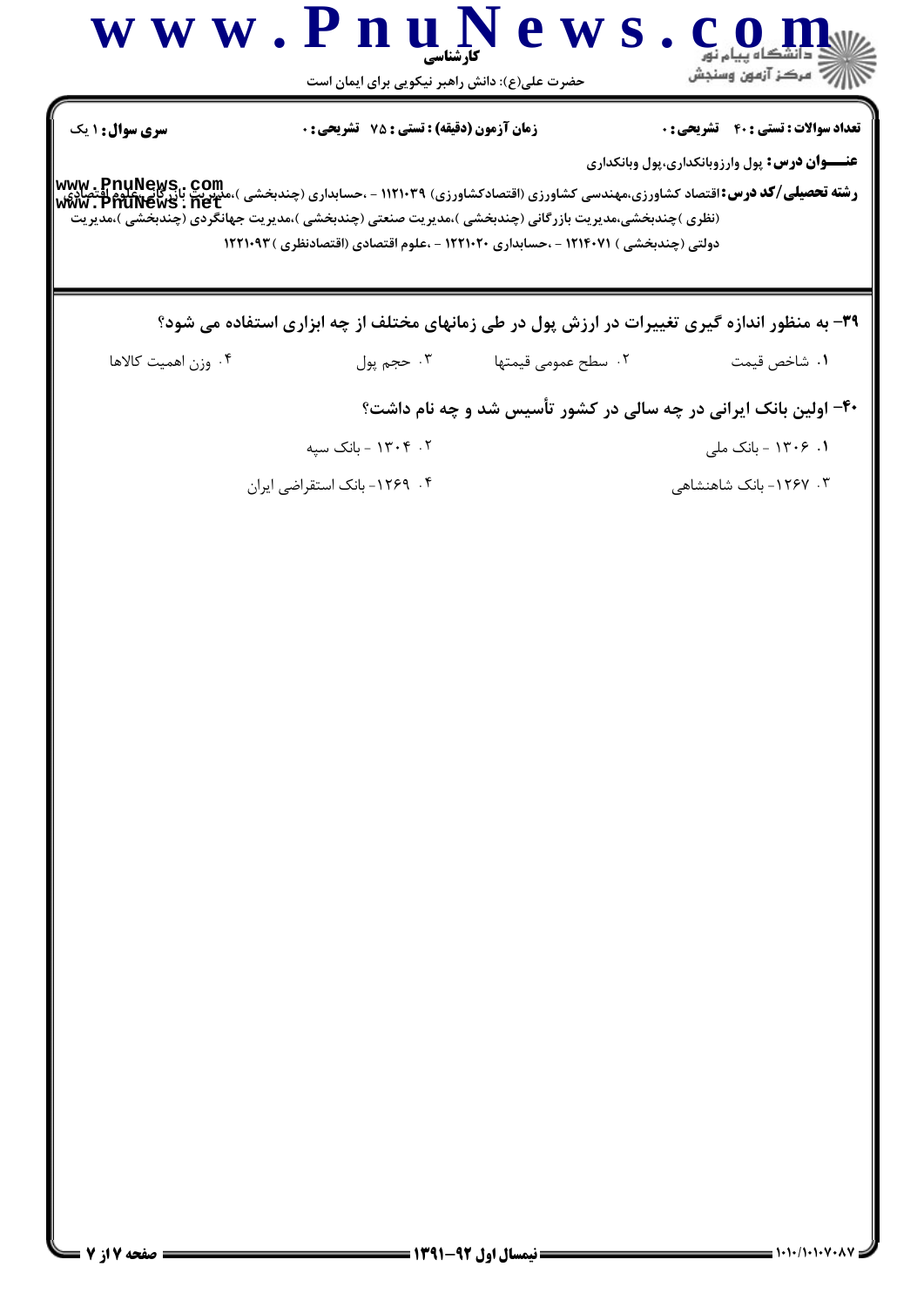**سری سوال:** ۱ یک

**زمان آزمون (دقیقه) : تستی :** ۷۵ **تشریحی :** ۰

**تعداد سوالات : تستی :** ۴۰ **تشریحی :** ۰

**عنـــوان درس:** پول وارزوبانکداری،پول وبانکداری

**رشته تحصیلی/کد درس:** اقتصاد کشاورزی،مهندسی کشاورزی (اقتصادکشاورزی) ۱۱۲۱۰۳۹ - ،حسابداری (چندبخشی )،مدیریت بازرگانی،علوم اقتصادی (نظری )چندبخشی،مدیریت بازرگانی (چندبخشی )،مدیریت صنعتی (چندبخشی )،مدیریت جهانگردی (چندبخشی )،مدیریت دولتی (چندبخشی ) ۱۲۱۴۰۷۱ - ،حسابداری ۱۲۲۱۰۲۰ - ،علوم اقتصادی (اقتصادنظری ) ۱۲۲۱۰۹۳

**۳۹- به منظور اندازه گیری تغییرات در ارزش پول در طی زمانهای مختلف از چه ابزاری استفاده می شود؟**

۱. شاخص قیمت

۲. سطح عمومی قیمتها

۳. حجم پول

۴. وزن اهمیت کالاها

**۴۰- اولین بانک ایرانی در چه سالی در کشور تأسیس شد و چه نام داشت؟**

۱. ۱۳۰۶ - بانک ملی

۲. ۱۳۰۴ - بانک سپه

۳. ۱۲۶۷- بانک شاهنشاهی

۴. ۱۲۶۹- بانک استقراضی ایران